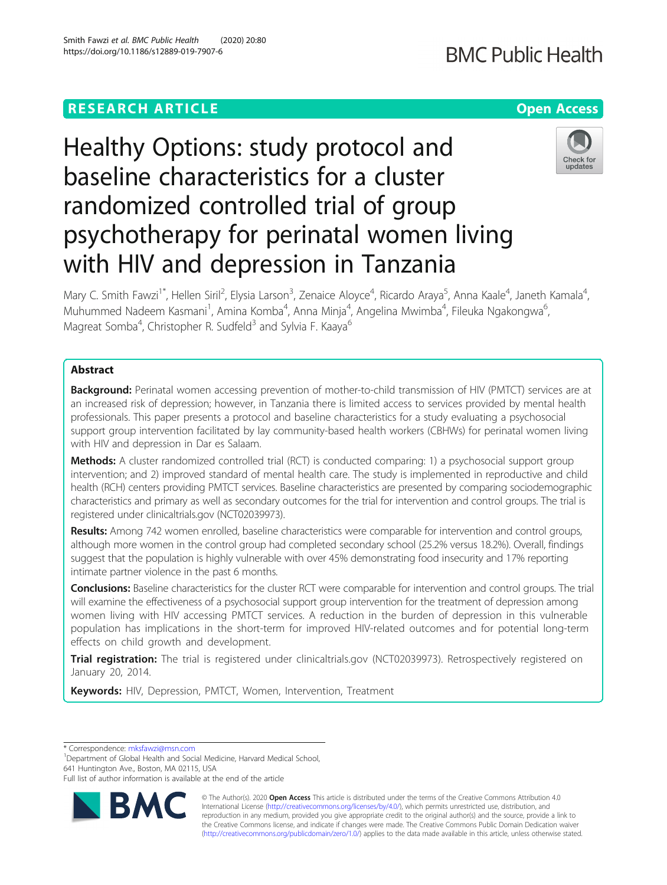RESEARCH ARTICLE

Open Access

# Healthy Options: study protocol and baseline characteristics for a cluster randomized controlled trial of group psychotherapy for perinatal women living with HIV and depression in Tanzania

Mary C. Smith Fawzi[1*], Hellen Siril[2], Elysia Larson[3], Zenaice Aloyce[4], Ricardo Araya[5], Anna Kaale[4], Janeth Kamala[4], Muhummed Nadeem Kasmani[1], Amina Komba[4], Anna Minja[4], Angelina Mwimba[4], Fileuka Ngakongwa[6], Magreat Somba[4], Christopher R. Sudfeld[3] and Sylvia F. Kaaya[6]

## Abstract

**Background:** Perinatal women accessing prevention of mother-to-child transmission of HIV (PMTCT) services are at an increased risk of depression; however, in Tanzania there is limited access to services provided by mental health professionals. This paper presents a protocol and baseline characteristics for a study evaluating a psychosocial support group intervention facilitated by lay community-based health workers (CBHWs) for perinatal women living with HIV and depression in Dar es Salaam.

**Methods:** A cluster randomized controlled trial (RCT) is conducted comparing: 1) a psychosocial support group intervention; and 2) improved standard of mental health care. The study is implemented in reproductive and child health (RCH) centers providing PMTCT services. Baseline characteristics are presented by comparing sociodemographic characteristics and primary as well as secondary outcomes for the trial for intervention and control groups. The trial is registered under clinicaltrials.gov (NCT02039973).

**Results:** Among 742 women enrolled, baseline characteristics were comparable for intervention and control groups, although more women in the control group had completed secondary school (25.2% versus 18.2%). Overall, findings suggest that the population is highly vulnerable with over 45% demonstrating food insecurity and 17% reporting intimate partner violence in the past 6 months.

**Conclusions:** Baseline characteristics for the cluster RCT were comparable for intervention and control groups. The trial will examine the effectiveness of a psychosocial support group intervention for the treatment of depression among women living with HIV accessing PMTCT services. A reduction in the burden of depression in this vulnerable population has implications in the short-term for improved HIV-related outcomes and for potential long-term effects on child growth and development.

**Trial registration:** The trial is registered under clinicaltrials.gov (NCT02039973). Retrospectively registered on January 20, 2014.

**Keywords:** HIV, Depression, PMTCT, Women, Intervention, Treatment

\* Correspondence: mksfawzi@msn.com
[1]Department of Global Health and Social Medicine, Harvard Medical School, 641 Huntington Ave., Boston, MA 02115, USA
Full list of author information is available at the end of the article

© The Author(s). 2020 **Open Access** This article is distributed under the terms of the Creative Commons Attribution 4.0 International License (http://creativecommons.org/licenses/by/4.0/), which permits unrestricted use, distribution, and reproduction in any medium, provided you give appropriate credit to the original author(s) and the source, provide a link to the Creative Commons license, and indicate if changes were made. The Creative Commons Public Domain Dedication waiver (http://creativecommons.org/publicdomain/zero/1.0/) applies to the data made available in this article, unless otherwise stated.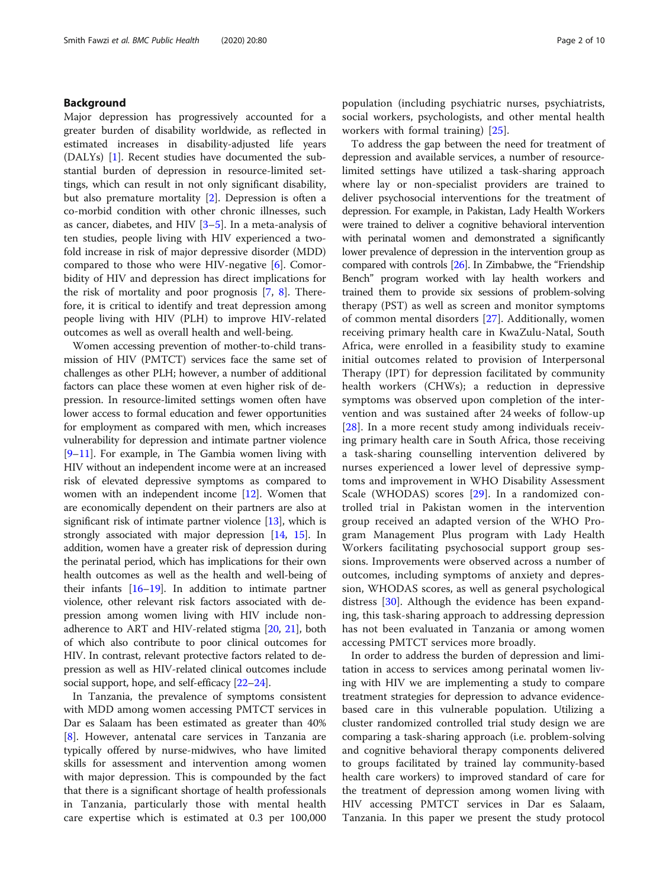## Background

Major depression has progressively accounted for a greater burden of disability worldwide, as reflected in estimated increases in disability-adjusted life years (DALYs) [1]. Recent studies have documented the substantial burden of depression in resource-limited settings, which can result in not only significant disability, but also premature mortality [2]. Depression is often a co-morbid condition with other chronic illnesses, such as cancer, diabetes, and HIV [3–5]. In a meta-analysis of ten studies, people living with HIV experienced a two-fold increase in risk of major depressive disorder (MDD) compared to those who were HIV-negative [6]. Comorbidity of HIV and depression has direct implications for the risk of mortality and poor prognosis [7, 8]. Therefore, it is critical to identify and treat depression among people living with HIV (PLH) to improve HIV-related outcomes as well as overall health and well-being.

Women accessing prevention of mother-to-child transmission of HIV (PMTCT) services face the same set of challenges as other PLH; however, a number of additional factors can place these women at even higher risk of depression. In resource-limited settings women often have lower access to formal education and fewer opportunities for employment as compared with men, which increases vulnerability for depression and intimate partner violence [9–11]. For example, in The Gambia women living with HIV without an independent income were at an increased risk of elevated depressive symptoms as compared to women with an independent income [12]. Women that are economically dependent on their partners are also at significant risk of intimate partner violence [13], which is strongly associated with major depression [14, 15]. In addition, women have a greater risk of depression during the perinatal period, which has implications for their own health outcomes as well as the health and well-being of their infants [16–19]. In addition to intimate partner violence, other relevant risk factors associated with depression among women living with HIV include non-adherence to ART and HIV-related stigma [20, 21], both of which also contribute to poor clinical outcomes for HIV. In contrast, relevant protective factors related to depression as well as HIV-related clinical outcomes include social support, hope, and self-efficacy [22–24].

In Tanzania, the prevalence of symptoms consistent with MDD among women accessing PMTCT services in Dar es Salaam has been estimated as greater than 40% [8]. However, antenatal care services in Tanzania are typically offered by nurse-midwives, who have limited skills for assessment and intervention among women with major depression. This is compounded by the fact that there is a significant shortage of health professionals in Tanzania, particularly those with mental health care expertise which is estimated at 0.3 per 100,000 population (including psychiatric nurses, psychiatrists, social workers, psychologists, and other mental health workers with formal training) [25].

To address the gap between the need for treatment of depression and available services, a number of resource-limited settings have utilized a task-sharing approach where lay or non-specialist providers are trained to deliver psychosocial interventions for the treatment of depression. For example, in Pakistan, Lady Health Workers were trained to deliver a cognitive behavioral intervention with perinatal women and demonstrated a significantly lower prevalence of depression in the intervention group as compared with controls [26]. In Zimbabwe, the "Friendship Bench" program worked with lay health workers and trained them to provide six sessions of problem-solving therapy (PST) as well as screen and monitor symptoms of common mental disorders [27]. Additionally, women receiving primary health care in KwaZulu-Natal, South Africa, were enrolled in a feasibility study to examine initial outcomes related to provision of Interpersonal Therapy (IPT) for depression facilitated by community health workers (CHWs); a reduction in depressive symptoms was observed upon completion of the intervention and was sustained after 24 weeks of follow-up [28]. In a more recent study among individuals receiving primary health care in South Africa, those receiving a task-sharing counselling intervention delivered by nurses experienced a lower level of depressive symptoms and improvement in WHO Disability Assessment Scale (WHODAS) scores [29]. In a randomized controlled trial in Pakistan women in the intervention group received an adapted version of the WHO Program Management Plus program with Lady Health Workers facilitating psychosocial support group sessions. Improvements were observed across a number of outcomes, including symptoms of anxiety and depression, WHODAS scores, as well as general psychological distress [30]. Although the evidence has been expanding, this task-sharing approach to addressing depression has not been evaluated in Tanzania or among women accessing PMTCT services more broadly.

In order to address the burden of depression and limitation in access to services among perinatal women living with HIV we are implementing a study to compare treatment strategies for depression to advance evidence-based care in this vulnerable population. Utilizing a cluster randomized controlled trial study design we are comparing a task-sharing approach (i.e. problem-solving and cognitive behavioral therapy components delivered to groups facilitated by trained lay community-based health care workers) to improved standard of care for the treatment of depression among women living with HIV accessing PMTCT services in Dar es Salaam, Tanzania. In this paper we present the study protocol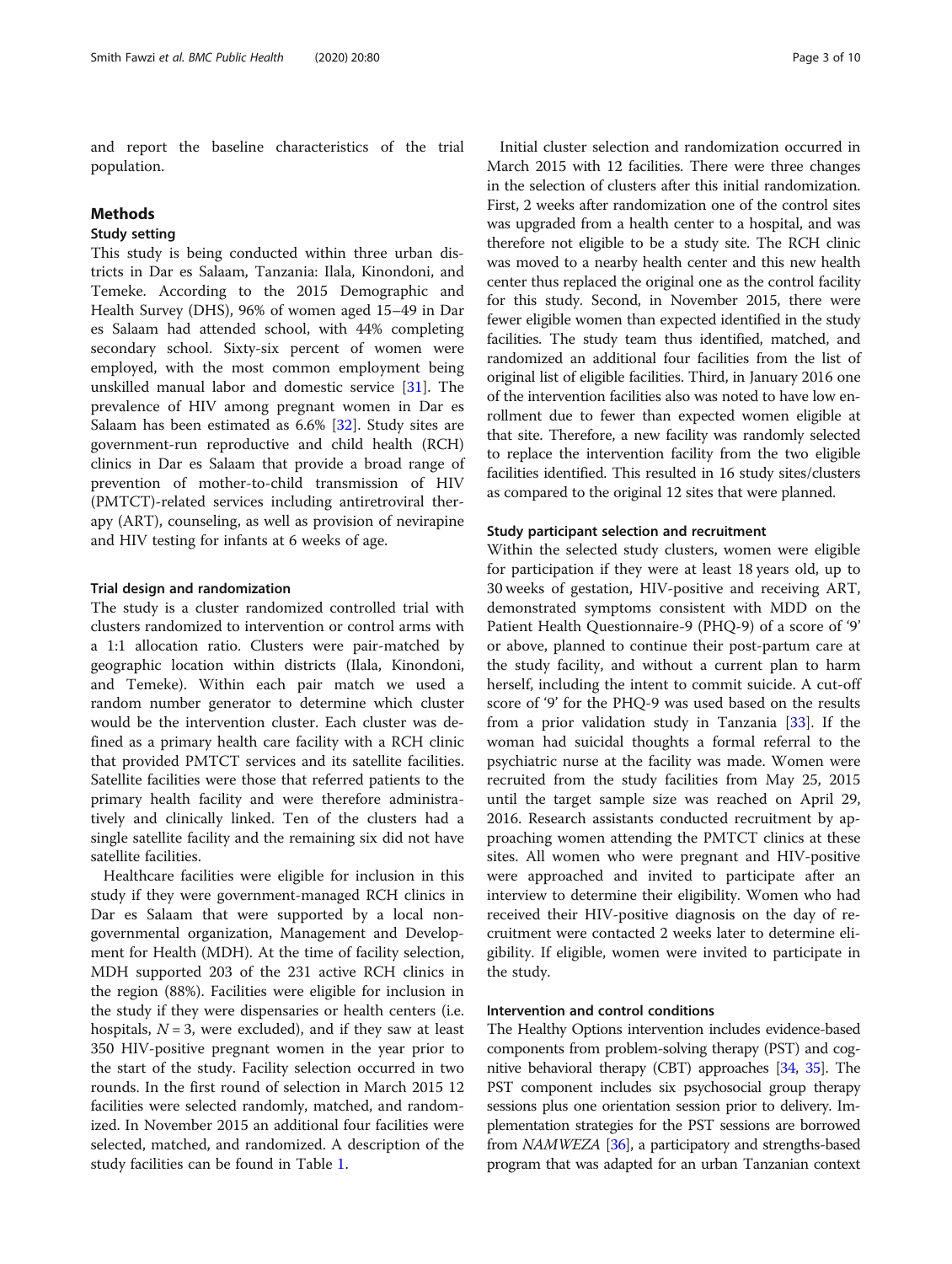and report the baseline characteristics of the trial population.

## Methods

### Study setting

This study is being conducted within three urban districts in Dar es Salaam, Tanzania: Ilala, Kinondoni, and Temeke. According to the 2015 Demographic and Health Survey (DHS), 96% of women aged 15–49 in Dar es Salaam had attended school, with 44% completing secondary school. Sixty-six percent of women were employed, with the most common employment being unskilled manual labor and domestic service [31]. The prevalence of HIV among pregnant women in Dar es Salaam has been estimated as 6.6% [32]. Study sites are government-run reproductive and child health (RCH) clinics in Dar es Salaam that provide a broad range of prevention of mother-to-child transmission of HIV (PMTCT)-related services including antiretroviral therapy (ART), counseling, as well as provision of nevirapine and HIV testing for infants at 6 weeks of age.

#### Trial design and randomization

The study is a cluster randomized controlled trial with clusters randomized to intervention or control arms with a 1:1 allocation ratio. Clusters were pair-matched by geographic location within districts (Ilala, Kinondoni, and Temeke). Within each pair match we used a random number generator to determine which cluster would be the intervention cluster. Each cluster was defined as a primary health care facility with a RCH clinic that provided PMTCT services and its satellite facilities. Satellite facilities were those that referred patients to the primary health facility and were therefore administratively and clinically linked. Ten of the clusters had a single satellite facility and the remaining six did not have satellite facilities.

Healthcare facilities were eligible for inclusion in this study if they were government-managed RCH clinics in Dar es Salaam that were supported by a local non-governmental organization, Management and Development for Health (MDH). At the time of facility selection, MDH supported 203 of the 231 active RCH clinics in the region (88%). Facilities were eligible for inclusion in the study if they were dispensaries or health centers (i.e. hospitals, $N = 3$, were excluded), and if they saw at least 350 HIV-positive pregnant women in the year prior to the start of the study. Facility selection occurred in two rounds. In the first round of selection in March 2015 12 facilities were selected randomly, matched, and randomized. In November 2015 an additional four facilities were selected, matched, and randomized. A description of the study facilities can be found in Table 1.

Initial cluster selection and randomization occurred in March 2015 with 12 facilities. There were three changes in the selection of clusters after this initial randomization. First, 2 weeks after randomization one of the control sites was upgraded from a health center to a hospital, and was therefore not eligible to be a study site. The RCH clinic was moved to a nearby health center and this new health center thus replaced the original one as the control facility for this study. Second, in November 2015, there were fewer eligible women than expected identified in the study facilities. The study team thus identified, matched, and randomized an additional four facilities from the list of original list of eligible facilities. Third, in January 2016 one of the intervention facilities also was noted to have low enrollment due to fewer than expected women eligible at that site. Therefore, a new facility was randomly selected to replace the intervention facility from the two eligible facilities identified. This resulted in 16 study sites/clusters as compared to the original 12 sites that were planned.

#### Study participant selection and recruitment

Within the selected study clusters, women were eligible for participation if they were at least 18 years old, up to 30 weeks of gestation, HIV-positive and receiving ART, demonstrated symptoms consistent with MDD on the Patient Health Questionnaire-9 (PHQ-9) of a score of '9' or above, planned to continue their post-partum care at the study facility, and without a current plan to harm herself, including the intent to commit suicide. A cut-off score of '9' for the PHQ-9 was used based on the results from a prior validation study in Tanzania [33]. If the woman had suicidal thoughts a formal referral to the psychiatric nurse at the facility was made. Women were recruited from the study facilities from May 25, 2015 until the target sample size was reached on April 29, 2016. Research assistants conducted recruitment by approaching women attending the PMTCT clinics at these sites. All women who were pregnant and HIV-positive were approached and invited to participate after an interview to determine their eligibility. Women who had received their HIV-positive diagnosis on the day of recruitment were contacted 2 weeks later to determine eligibility. If eligible, women were invited to participate in the study.

#### Intervention and control conditions

The Healthy Options intervention includes evidence-based components from problem-solving therapy (PST) and cognitive behavioral therapy (CBT) approaches [34, 35]. The PST component includes six psychosocial group therapy sessions plus one orientation session prior to delivery. Implementation strategies for the PST sessions are borrowed from *NAMWEZA* [36], a participatory and strengths-based program that was adapted for an urban Tanzanian context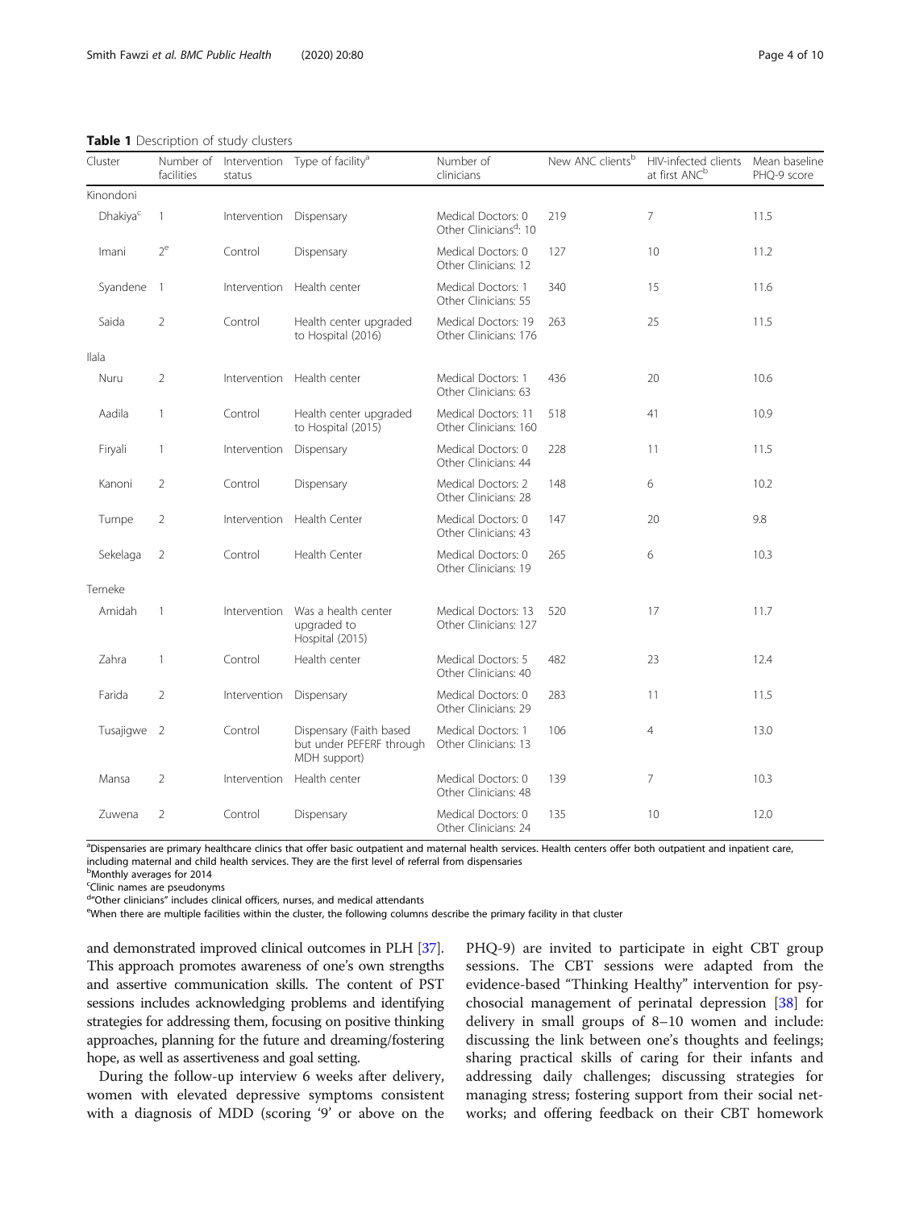**Table 1** Description of study clusters

| Cluster | Number of facilities | Intervention status | Type of facility[a] | Number of clinicians | New ANC clients[b] | HIV-infected clients at first ANC[b] | Mean baseline PHQ-9 score |
|---|---|---|---|---|---|---|---|
| Kinondoni | | | | | | | |
| Dhakiya[c] | 1 | Intervention | Dispensary | Medical Doctors: 0 Other Clinicians[d]: 10 | 219 | 7 | 11.5 |
| Imani | 2[e] | Control | Dispensary | Medical Doctors: 0 Other Clinicians: 12 | 127 | 10 | 11.2 |
| Syandene | 1 | Intervention | Health center | Medical Doctors: 1 Other Clinicians: 55 | 340 | 15 | 11.6 |
| Saida | 2 | Control | Health center upgraded to Hospital (2016) | Medical Doctors: 19 Other Clinicians: 176 | 263 | 25 | 11.5 |
| Ilala | | | | | | | |
| Nuru | 2 | Intervention | Health center | Medical Doctors: 1 Other Clinicians: 63 | 436 | 20 | 10.6 |
| Aadila | 1 | Control | Health center upgraded to Hospital (2015) | Medical Doctors: 11 Other Clinicians: 160 | 518 | 41 | 10.9 |
| Firyali | 1 | Intervention | Dispensary | Medical Doctors: 0 Other Clinicians: 44 | 228 | 11 | 11.5 |
| Kanoni | 2 | Control | Dispensary | Medical Doctors: 2 Other Clinicians: 28 | 148 | 6 | 10.2 |
| Tumpe | 2 | Intervention | Health Center | Medical Doctors: 0 Other Clinicians: 43 | 147 | 20 | 9.8 |
| Sekelaga | 2 | Control | Health Center | Medical Doctors: 0 Other Clinicians: 19 | 265 | 6 | 10.3 |
| Temeke | | | | | | | |
| Amidah | 1 | Intervention | Was a health center upgraded to Hospital (2015) | Medical Doctors: 13 Other Clinicians: 127 | 520 | 17 | 11.7 |
| Zahra | 1 | Control | Health center | Medical Doctors: 5 Other Clinicians: 40 | 482 | 23 | 12.4 |
| Farida | 2 | Intervention | Dispensary | Medical Doctors: 0 Other Clinicians: 29 | 283 | 11 | 11.5 |
| Tusajigwe | 2 | Control | Dispensary (Faith based but under PEFERF through MDH support) | Medical Doctors: 1 Other Clinicians: 13 | 106 | 4 | 13.0 |
| Mansa | 2 | Intervention | Health center | Medical Doctors: 0 Other Clinicians: 48 | 139 | 7 | 10.3 |
| Zuwena | 2 | Control | Dispensary | Medical Doctors: 0 Other Clinicians: 24 | 135 | 10 | 12.0 |

[a]Dispensaries are primary healthcare clinics that offer basic outpatient and maternal health services. Health centers offer both outpatient and inpatient care, including maternal and child health services. They are the first level of referral from dispensaries

[b]Monthly averages for 2014

[c]Clinic names are pseudonyms

[d]"Other clinicians" includes clinical officers, nurses, and medical attendants

[e]When there are multiple facilities within the cluster, the following columns describe the primary facility in that cluster

and demonstrated improved clinical outcomes in PLH [37]. This approach promotes awareness of one's own strengths and assertive communication skills. The content of PST sessions includes acknowledging problems and identifying strategies for addressing them, focusing on positive thinking approaches, planning for the future and dreaming/fostering hope, as well as assertiveness and goal setting.

During the follow-up interview 6 weeks after delivery, women with elevated depressive symptoms consistent with a diagnosis of MDD (scoring '9' or above on the PHQ-9) are invited to participate in eight CBT group sessions. The CBT sessions were adapted from the evidence-based "Thinking Healthy" intervention for psychosocial management of perinatal depression [38] for delivery in small groups of 8–10 women and include: discussing the link between one's thoughts and feelings; sharing practical skills of caring for their infants and addressing daily challenges; discussing strategies for managing stress; fostering support from their social networks; and offering feedback on their CBT homework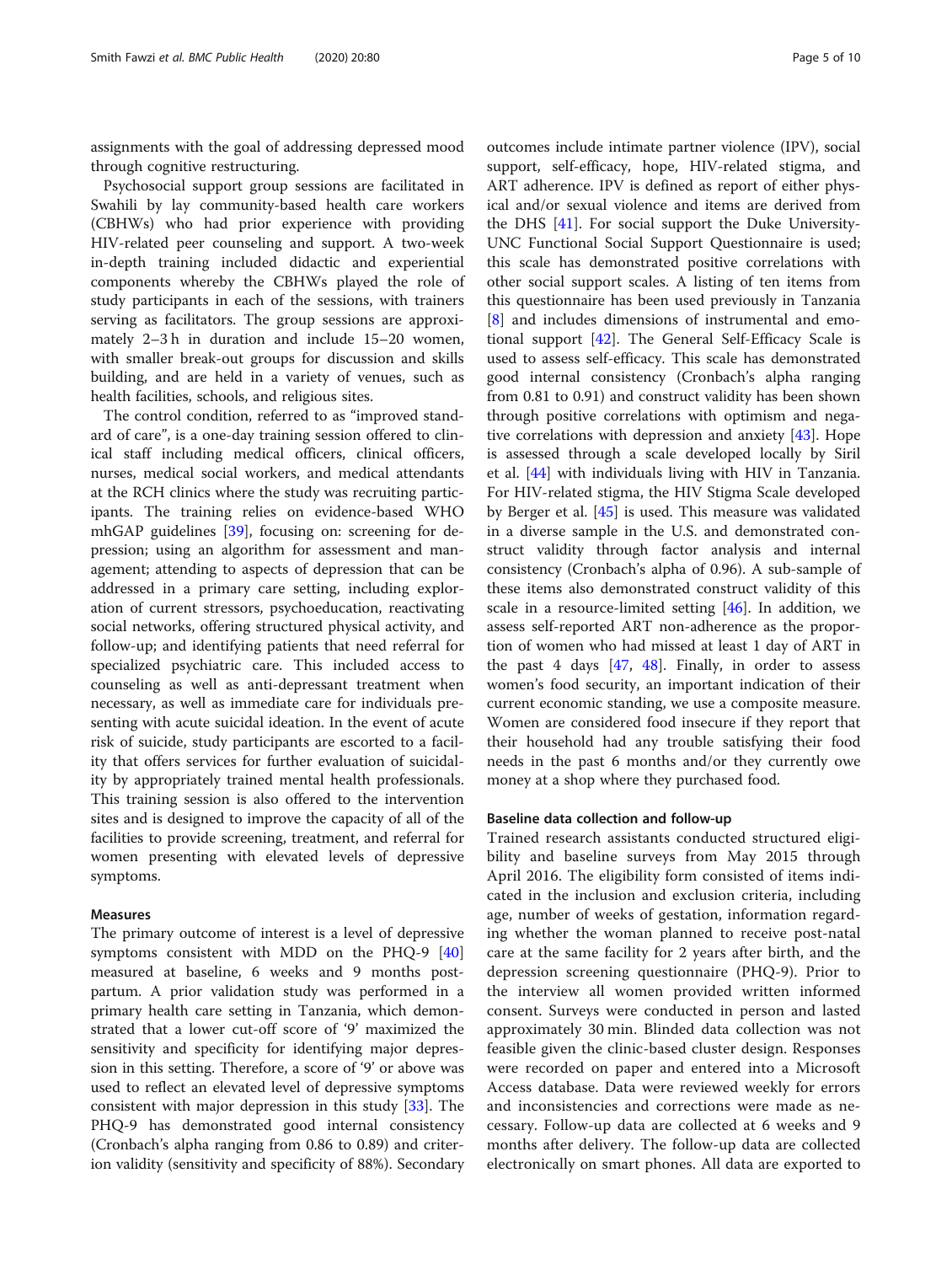assignments with the goal of addressing depressed mood through cognitive restructuring.

Psychosocial support group sessions are facilitated in Swahili by lay community-based health care workers (CBHWs) who had prior experience with providing HIV-related peer counseling and support. A two-week in-depth training included didactic and experiential components whereby the CBHWs played the role of study participants in each of the sessions, with trainers serving as facilitators. The group sessions are approximately 2–3 h in duration and include 15–20 women, with smaller break-out groups for discussion and skills building, and are held in a variety of venues, such as health facilities, schools, and religious sites.

The control condition, referred to as "improved standard of care", is a one-day training session offered to clinical staff including medical officers, clinical officers, nurses, medical social workers, and medical attendants at the RCH clinics where the study was recruiting participants. The training relies on evidence-based WHO mhGAP guidelines [39], focusing on: screening for depression; using an algorithm for assessment and management; attending to aspects of depression that can be addressed in a primary care setting, including exploration of current stressors, psychoeducation, reactivating social networks, offering structured physical activity, and follow-up; and identifying patients that need referral for specialized psychiatric care. This included access to counseling as well as anti-depressant treatment when necessary, as well as immediate care for individuals presenting with acute suicidal ideation. In the event of acute risk of suicide, study participants are escorted to a facility that offers services for further evaluation of suicidality by appropriately trained mental health professionals. This training session is also offered to the intervention sites and is designed to improve the capacity of all of the facilities to provide screening, treatment, and referral for women presenting with elevated levels of depressive symptoms.

### Measures

The primary outcome of interest is a level of depressive symptoms consistent with MDD on the PHQ-9 [40] measured at baseline, 6 weeks and 9 months postpartum. A prior validation study was performed in a primary health care setting in Tanzania, which demonstrated that a lower cut-off score of '9' maximized the sensitivity and specificity for identifying major depression in this setting. Therefore, a score of '9' or above was used to reflect an elevated level of depressive symptoms consistent with major depression in this study [33]. The PHQ-9 has demonstrated good internal consistency (Cronbach's alpha ranging from 0.86 to 0.89) and criterion validity (sensitivity and specificity of 88%). Secondary outcomes include intimate partner violence (IPV), social support, self-efficacy, hope, HIV-related stigma, and ART adherence. IPV is defined as report of either physical and/or sexual violence and items are derived from the DHS [41]. For social support the Duke University-UNC Functional Social Support Questionnaire is used; this scale has demonstrated positive correlations with other social support scales. A listing of ten items from this questionnaire has been used previously in Tanzania [8] and includes dimensions of instrumental and emotional support [42]. The General Self-Efficacy Scale is used to assess self-efficacy. This scale has demonstrated good internal consistency (Cronbach's alpha ranging from 0.81 to 0.91) and construct validity has been shown through positive correlations with optimism and negative correlations with depression and anxiety [43]. Hope is assessed through a scale developed locally by Siril et al. [44] with individuals living with HIV in Tanzania. For HIV-related stigma, the HIV Stigma Scale developed by Berger et al. [45] is used. This measure was validated in a diverse sample in the U.S. and demonstrated construct validity through factor analysis and internal consistency (Cronbach's alpha of 0.96). A sub-sample of these items also demonstrated construct validity of this scale in a resource-limited setting [46]. In addition, we assess self-reported ART non-adherence as the proportion of women who had missed at least 1 day of ART in the past 4 days [47, 48]. Finally, in order to assess women's food security, an important indication of their current economic standing, we use a composite measure. Women are considered food insecure if they report that their household had any trouble satisfying their food needs in the past 6 months and/or they currently owe money at a shop where they purchased food.

### Baseline data collection and follow-up

Trained research assistants conducted structured eligibility and baseline surveys from May 2015 through April 2016. The eligibility form consisted of items indicated in the inclusion and exclusion criteria, including age, number of weeks of gestation, information regarding whether the woman planned to receive post-natal care at the same facility for 2 years after birth, and the depression screening questionnaire (PHQ-9). Prior to the interview all women provided written informed consent. Surveys were conducted in person and lasted approximately 30 min. Blinded data collection was not feasible given the clinic-based cluster design. Responses were recorded on paper and entered into a Microsoft Access database. Data were reviewed weekly for errors and inconsistencies and corrections were made as necessary. Follow-up data are collected at 6 weeks and 9 months after delivery. The follow-up data are collected electronically on smart phones. All data are exported to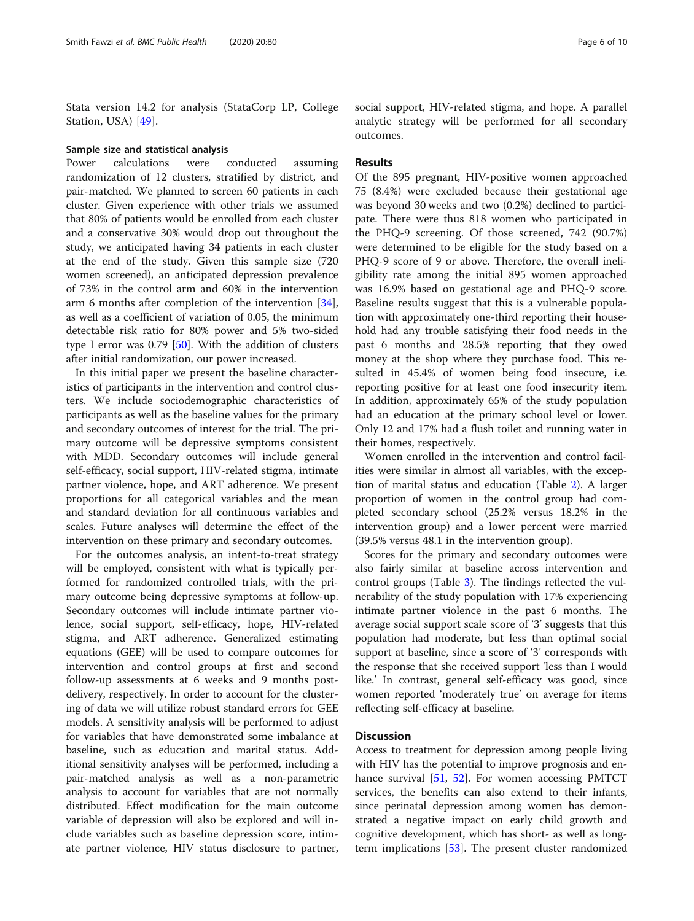Stata version 14.2 for analysis (StataCorp LP, College Station, USA) [49].

### Sample size and statistical analysis

Power calculations were conducted assuming randomization of 12 clusters, stratified by district, and pair-matched. We planned to screen 60 patients in each cluster. Given experience with other trials we assumed that 80% of patients would be enrolled from each cluster and a conservative 30% would drop out throughout the study, we anticipated having 34 patients in each cluster at the end of the study. Given this sample size (720 women screened), an anticipated depression prevalence of 73% in the control arm and 60% in the intervention arm 6 months after completion of the intervention [34], as well as a coefficient of variation of 0.05, the minimum detectable risk ratio for 80% power and 5% two-sided type I error was 0.79 [50]. With the addition of clusters after initial randomization, our power increased.

In this initial paper we present the baseline characteristics of participants in the intervention and control clusters. We include sociodemographic characteristics of participants as well as the baseline values for the primary and secondary outcomes of interest for the trial. The primary outcome will be depressive symptoms consistent with MDD. Secondary outcomes will include general self-efficacy, social support, HIV-related stigma, intimate partner violence, hope, and ART adherence. We present proportions for all categorical variables and the mean and standard deviation for all continuous variables and scales. Future analyses will determine the effect of the intervention on these primary and secondary outcomes.

For the outcomes analysis, an intent-to-treat strategy will be employed, consistent with what is typically performed for randomized controlled trials, with the primary outcome being depressive symptoms at follow-up. Secondary outcomes will include intimate partner violence, social support, self-efficacy, hope, HIV-related stigma, and ART adherence. Generalized estimating equations (GEE) will be used to compare outcomes for intervention and control groups at first and second follow-up assessments at 6 weeks and 9 months post-delivery, respectively. In order to account for the clustering of data we will utilize robust standard errors for GEE models. A sensitivity analysis will be performed to adjust for variables that have demonstrated some imbalance at baseline, such as education and marital status. Additional sensitivity analyses will be performed, including a pair-matched analysis as well as a non-parametric analysis to account for variables that are not normally distributed. Effect modification for the main outcome variable of depression will also be explored and will include variables such as baseline depression score, intimate partner violence, HIV status disclosure to partner, social support, HIV-related stigma, and hope. A parallel analytic strategy will be performed for all secondary outcomes.

## Results

Of the 895 pregnant, HIV-positive women approached 75 (8.4%) were excluded because their gestational age was beyond 30 weeks and two (0.2%) declined to participate. There were thus 818 women who participated in the PHQ-9 screening. Of those screened, 742 (90.7%) were determined to be eligible for the study based on a PHQ-9 score of 9 or above. Therefore, the overall ineligibility rate among the initial 895 women approached was 16.9% based on gestational age and PHQ-9 score. Baseline results suggest that this is a vulnerable population with approximately one-third reporting their household had any trouble satisfying their food needs in the past 6 months and 28.5% reporting that they owed money at the shop where they purchase food. This resulted in 45.4% of women being food insecure, i.e. reporting positive for at least one food insecurity item. In addition, approximately 65% of the study population had an education at the primary school level or lower. Only 12 and 17% had a flush toilet and running water in their homes, respectively.

Women enrolled in the intervention and control facilities were similar in almost all variables, with the exception of marital status and education (Table 2). A larger proportion of women in the control group had completed secondary school (25.2% versus 18.2% in the intervention group) and a lower percent were married (39.5% versus 48.1 in the intervention group).

Scores for the primary and secondary outcomes were also fairly similar at baseline across intervention and control groups (Table 3). The findings reflected the vulnerability of the study population with 17% experiencing intimate partner violence in the past 6 months. The average social support scale score of '3' suggests that this population had moderate, but less than optimal social support at baseline, since a score of '3' corresponds with the response that she received support 'less than I would like.' In contrast, general self-efficacy was good, since women reported 'moderately true' on average for items reflecting self-efficacy at baseline.

## Discussion

Access to treatment for depression among people living with HIV has the potential to improve prognosis and enhance survival [51, 52]. For women accessing PMTCT services, the benefits can also extend to their infants, since perinatal depression among women has demonstrated a negative impact on early child growth and cognitive development, which has short- as well as long-term implications [53]. The present cluster randomized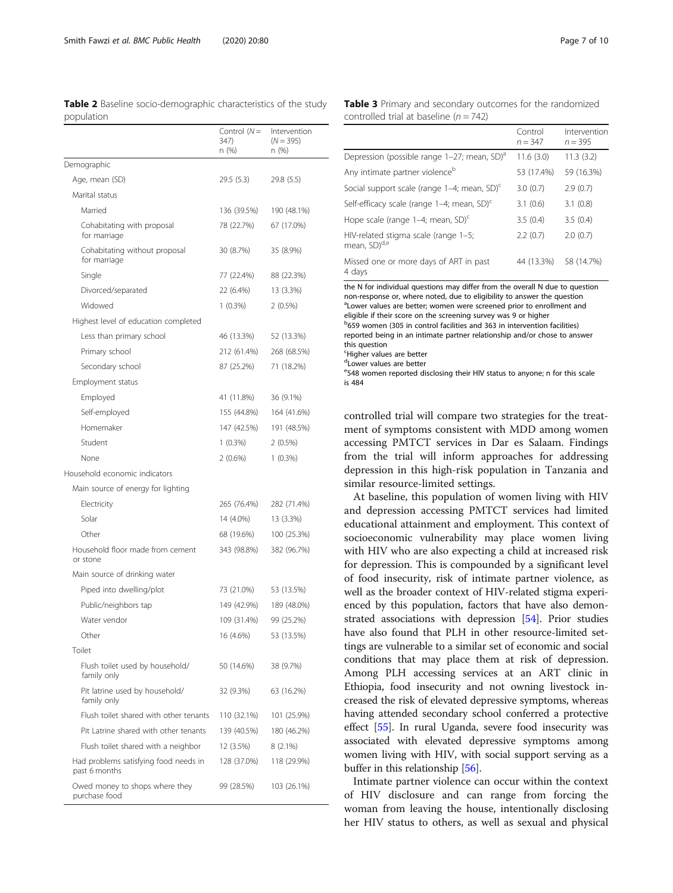**Table 2** Baseline socio-demographic characteristics of the study population

| | Control (N = 347) n (%) | Intervention (N = 395) n (%) |
|---|---|---|
| Demographic | | |
| Age, mean (SD) | 29.5 (5.3) | 29.8 (5.5) |
| Marital status | | |
| Married | 136 (39.5%) | 190 (48.1%) |
| Cohabitating with proposal for marriage | 78 (22.7%) | 67 (17.0%) |
| Cohabitating without proposal for marriage | 30 (8.7%) | 35 (8.9%) |
| Single | 77 (22.4%) | 88 (22.3%) |
| Divorced/separated | 22 (6.4%) | 13 (3.3%) |
| Widowed | 1 (0.3%) | 2 (0.5%) |
| Highest level of education completed | | |
| Less than primary school | 46 (13.3%) | 52 (13.3%) |
| Primary school | 212 (61.4%) | 268 (68.5%) |
| Secondary school | 87 (25.2%) | 71 (18.2%) |
| Employment status | | |
| Employed | 41 (11.8%) | 36 (9.1%) |
| Self-employed | 155 (44.8%) | 164 (41.6%) |
| Homemaker | 147 (42.5%) | 191 (48.5%) |
| Student | 1 (0.3%) | 2 (0.5%) |
| None | 2 (0.6%) | 1 (0.3%) |
| Household economic indicators | | |
| Main source of energy for lighting | | |
| Electricity | 265 (76.4%) | 282 (71.4%) |
| Solar | 14 (4.0%) | 13 (3.3%) |
| Other | 68 (19.6%) | 100 (25.3%) |
| Household floor made from cement or stone | 343 (98.8%) | 382 (96.7%) |
| Main source of drinking water | | |
| Piped into dwelling/plot | 73 (21.0%) | 53 (13.5%) |
| Public/neighbors tap | 149 (42.9%) | 189 (48.0%) |
| Water vendor | 109 (31.4%) | 99 (25.2%) |
| Other | 16 (4.6%) | 53 (13.5%) |
| Toilet | | |
| Flush toilet used by household/family only | 50 (14.6%) | 38 (9.7%) |
| Pit latrine used by household/family only | 32 (9.3%) | 63 (16.2%) |
| Flush toilet shared with other tenants | 110 (32.1%) | 101 (25.9%) |
| Pit Latrine shared with other tenants | 139 (40.5%) | 180 (46.2%) |
| Flush toilet shared with a neighbor | 12 (3.5%) | 8 (2.1%) |
| Had problems satisfying food needs in past 6 months | 128 (37.0%) | 118 (29.9%) |
| Owed money to shops where they purchase food | 99 (28.5%) | 103 (26.1%) |

**Table 3** Primary and secondary outcomes for the randomized controlled trial at baseline ($n = 742$)

| | Control $n = 347$ | Intervention $n = 395$ |
|---|---|---|
| Depression (possible range 1–27; mean, SD)[a] | 11.6 (3.0) | 11.3 (3.2) |
| Any intimate partner violence[b] | 53 (17.4%) | 59 (16.3%) |
| Social support scale (range 1–4; mean, SD)[c] | 3.0 (0.7) | 2.9 (0.7) |
| Self-efficacy scale (range 1–4; mean, SD)[c] | 3.1 (0.6) | 3.1 (0.8) |
| Hope scale (range 1–4; mean, SD)[c] | 3.5 (0.4) | 3.5 (0.4) |
| HIV-related stigma scale (range 1–5; mean, SD)[d,e] | 2.2 (0.7) | 2.0 (0.7) |
| Missed one or more days of ART in past 4 days | 44 (13.3%) | 58 (14.7%) |

the N for individual questions may differ from the overall N due to question non-response or, where noted, due to eligibility to answer the question
[a]Lower values are better; women were screened prior to enrollment and eligible if their score on the screening survey was 9 or higher
[b]659 women (305 in control facilities and 363 in intervention facilities) reported being in an intimate partner relationship and/or chose to answer this question
[c]Higher values are better
[d]Lower values are better
[e]548 women reported disclosing their HIV status to anyone; n for this scale is 484

controlled trial will compare two strategies for the treatment of symptoms consistent with MDD among women accessing PMTCT services in Dar es Salaam. Findings from the trial will inform approaches for addressing depression in this high-risk population in Tanzania and similar resource-limited settings.

At baseline, this population of women living with HIV and depression accessing PMTCT services had limited educational attainment and employment. This context of socioeconomic vulnerability may place women living with HIV who are also expecting a child at increased risk for depression. This is compounded by a significant level of food insecurity, risk of intimate partner violence, as well as the broader context of HIV-related stigma experienced by this population, factors that have also demonstrated associations with depression [54]. Prior studies have also found that PLH in other resource-limited settings are vulnerable to a similar set of economic and social conditions that may place them at risk of depression. Among PLH accessing services at an ART clinic in Ethiopia, food insecurity and not owning livestock increased the risk of elevated depressive symptoms, whereas having attended secondary school conferred a protective effect [55]. In rural Uganda, severe food insecurity was associated with elevated depressive symptoms among women living with HIV, with social support serving as a buffer in this relationship [56].

Intimate partner violence can occur within the context of HIV disclosure and can range from forcing the woman from leaving the house, intentionally disclosing her HIV status to others, as well as sexual and physical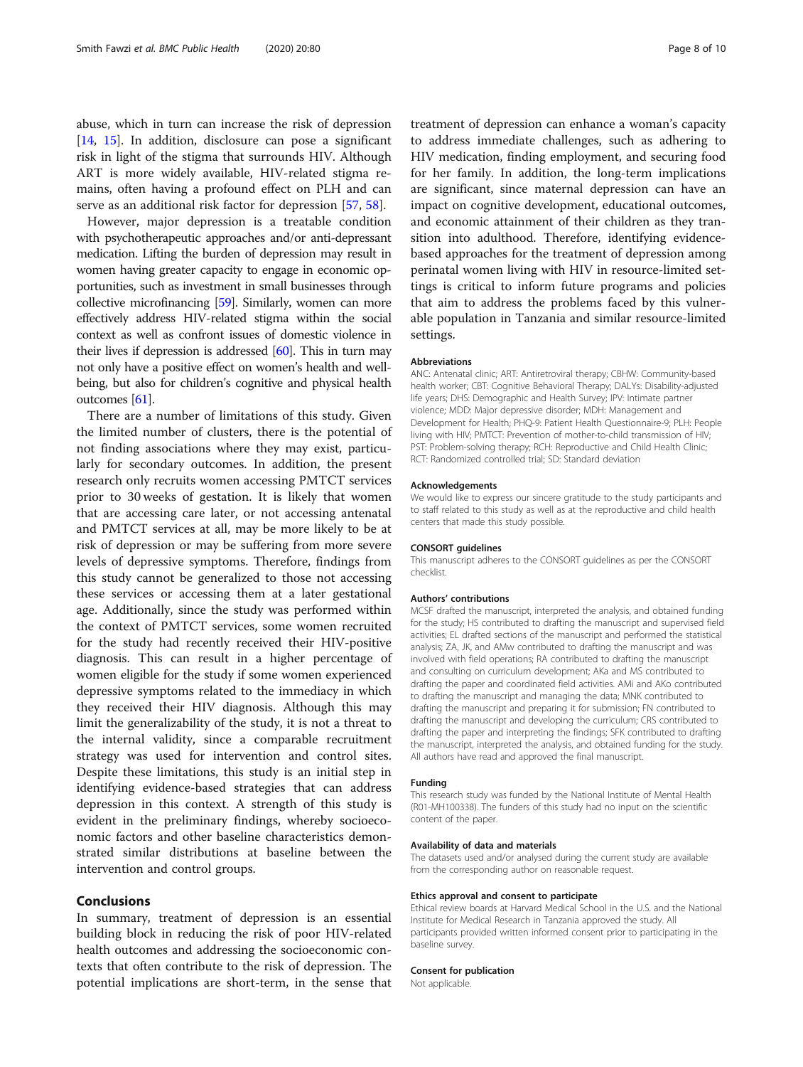abuse, which in turn can increase the risk of depression [14, 15]. In addition, disclosure can pose a significant risk in light of the stigma that surrounds HIV. Although ART is more widely available, HIV-related stigma remains, often having a profound effect on PLH and can serve as an additional risk factor for depression [57, 58].

However, major depression is a treatable condition with psychotherapeutic approaches and/or anti-depressant medication. Lifting the burden of depression may result in women having greater capacity to engage in economic opportunities, such as investment in small businesses through collective microfinancing [59]. Similarly, women can more effectively address HIV-related stigma within the social context as well as confront issues of domestic violence in their lives if depression is addressed [60]. This in turn may not only have a positive effect on women's health and well-being, but also for children's cognitive and physical health outcomes [61].

There are a number of limitations of this study. Given the limited number of clusters, there is the potential of not finding associations where they may exist, particularly for secondary outcomes. In addition, the present research only recruits women accessing PMTCT services prior to 30 weeks of gestation. It is likely that women that are accessing care later, or not accessing antenatal and PMTCT services at all, may be more likely to be at risk of depression or may be suffering from more severe levels of depressive symptoms. Therefore, findings from this study cannot be generalized to those not accessing these services or accessing them at a later gestational age. Additionally, since the study was performed within the context of PMTCT services, some women recruited for the study had recently received their HIV-positive diagnosis. This can result in a higher percentage of women eligible for the study if some women experienced depressive symptoms related to the immediacy in which they received their HIV diagnosis. Although this may limit the generalizability of the study, it is not a threat to the internal validity, since a comparable recruitment strategy was used for intervention and control sites. Despite these limitations, this study is an initial step in identifying evidence-based strategies that can address depression in this context. A strength of this study is evident in the preliminary findings, whereby socioeconomic factors and other baseline characteristics demonstrated similar distributions at baseline between the intervention and control groups.

## Conclusions

In summary, treatment of depression is an essential building block in reducing the risk of poor HIV-related health outcomes and addressing the socioeconomic contexts that often contribute to the risk of depression. The potential implications are short-term, in the sense that treatment of depression can enhance a woman's capacity to address immediate challenges, such as adhering to HIV medication, finding employment, and securing food for her family. In addition, the long-term implications are significant, since maternal depression can have an impact on cognitive development, educational outcomes, and economic attainment of their children as they transition into adulthood. Therefore, identifying evidence-based approaches for the treatment of depression among perinatal women living with HIV in resource-limited settings is critical to inform future programs and policies that aim to address the problems faced by this vulnerable population in Tanzania and similar resource-limited settings.

### Abbreviations

ANC: Antenatal clinic; ART: Antiretroviral therapy; CBHW: Community-based health worker; CBT: Cognitive Behavioral Therapy; DALYs: Disability-adjusted life years; DHS: Demographic and Health Survey; IPV: Intimate partner violence; MDD: Major depressive disorder; MDH: Management and Development for Health; PHQ-9: Patient Health Questionnaire-9; PLH: People living with HIV; PMTCT: Prevention of mother-to-child transmission of HIV; PST: Problem-solving therapy; RCH: Reproductive and Child Health Clinic; RCT: Randomized controlled trial; SD: Standard deviation

### Acknowledgements

We would like to express our sincere gratitude to the study participants and to staff related to this study as well as at the reproductive and child health centers that made this study possible.

### CONSORT guidelines

This manuscript adheres to the CONSORT guidelines as per the CONSORT checklist.

### Authors' contributions

MCSF drafted the manuscript, interpreted the analysis, and obtained funding for the study; HS contributed to drafting the manuscript and supervised field activities; EL drafted sections of the manuscript and performed the statistical analysis; ZA, JK, and AMw contributed to drafting the manuscript and was involved with field operations; RA contributed to drafting the manuscript and consulting on curriculum development; AKa and MS contributed to drafting the paper and coordinated field activities. AMi and AKo contributed to drafting the manuscript and managing the data; MNK contributed to drafting the manuscript and preparing it for submission; FN contributed to drafting the manuscript and developing the curriculum; CRS contributed to drafting the paper and interpreting the findings; SFK contributed to drafting the manuscript, interpreted the analysis, and obtained funding for the study. All authors have read and approved the final manuscript.

### Funding

This research study was funded by the National Institute of Mental Health (R01-MH100338). The funders of this study had no input on the scientific content of the paper.

### Availability of data and materials

The datasets used and/or analysed during the current study are available from the corresponding author on reasonable request.

### Ethics approval and consent to participate

Ethical review boards at Harvard Medical School in the U.S. and the National Institute for Medical Research in Tanzania approved the study. All participants provided written informed consent prior to participating in the baseline survey.

### Consent for publication

Not applicable.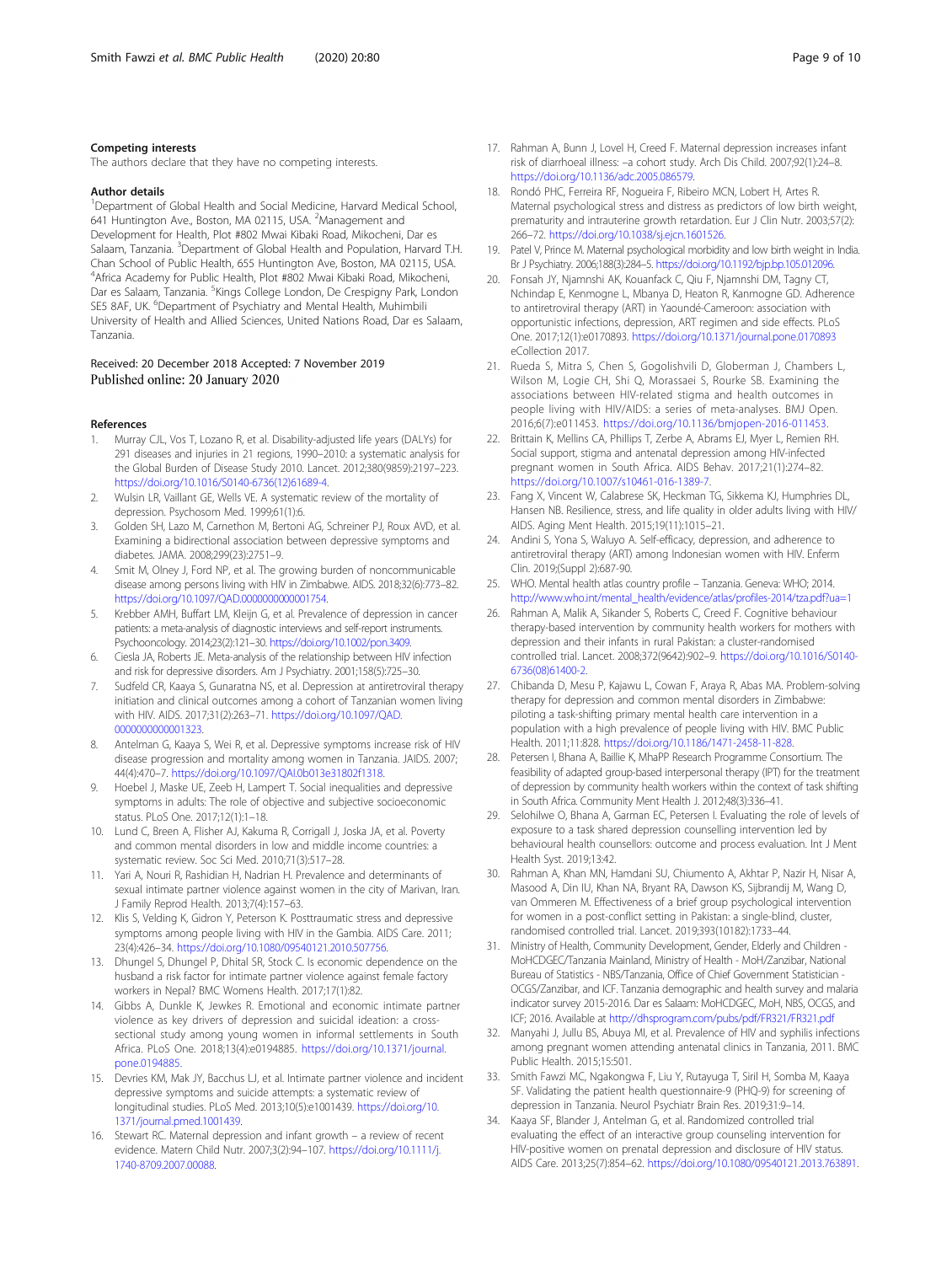### Competing interests

The authors declare that they have no competing interests.

### Author details

[1]Department of Global Health and Social Medicine, Harvard Medical School, 641 Huntington Ave., Boston, MA 02115, USA. [2]Management and Development for Health, Plot #802 Mwai Kibaki Road, Mikocheni, Dar es Salaam, Tanzania. [3]Department of Global Health and Population, Harvard T.H. Chan School of Public Health, 655 Huntington Ave, Boston, MA 02115, USA. [4]Africa Academy for Public Health, Plot #802 Mwai Kibaki Road, Mikocheni, Dar es Salaam, Tanzania. [5]Kings College London, De Crespigny Park, London SE5 8AF, UK. [6]Department of Psychiatry and Mental Health, Muhimbili University of Health and Allied Sciences, United Nations Road, Dar es Salaam, Tanzania.

Received: 20 December 2018 Accepted: 7 November 2019
Published online: 20 January 2020

### References

1. Murray CJL, Vos T, Lozano R, et al. Disability-adjusted life years (DALYs) for 291 diseases and injuries in 21 regions, 1990–2010: a systematic analysis for the Global Burden of Disease Study 2010. Lancet. 2012;380(9859):2197–223. https://doi.org/10.1016/S0140-6736(12)61689-4.
2. Wulsin LR, Vaillant GE, Wells VE. A systematic review of the mortality of depression. Psychosom Med. 1999;61(1):6.
3. Golden SH, Lazo M, Carnethon M, Bertoni AG, Schreiner PJ, Roux AVD, et al. Examining a bidirectional association between depressive symptoms and diabetes. JAMA. 2008;299(23):2751–9.
4. Smit M, Olney J, Ford NP, et al. The growing burden of noncommunicable disease among persons living with HIV in Zimbabwe. AIDS. 2018;32(6):773–82. https://doi.org/10.1097/QAD.0000000000001754.
5. Krebber AMH, Buffart LM, Kleijn G, et al. Prevalence of depression in cancer patients: a meta-analysis of diagnostic interviews and self-report instruments. Psychooncology. 2014;23(2):121–30. https://doi.org/10.1002/pon.3409.
6. Ciesla JA, Roberts JE. Meta-analysis of the relationship between HIV infection and risk for depressive disorders. Am J Psychiatry. 2001;158(5):725–30.
7. Sudfeld CR, Kaaya S, Gunaratna NS, et al. Depression at antiretroviral therapy initiation and clinical outcomes among a cohort of Tanzanian women living with HIV. AIDS. 2017;31(2):263–71. https://doi.org/10.1097/QAD.0000000000001323.
8. Antelman G, Kaaya S, Wei R, et al. Depressive symptoms increase risk of HIV disease progression and mortality among women in Tanzania. JAIDS. 2007; 44(4):470–7. https://doi.org/10.1097/QAI.0b013e31802f1318.
9. Hoebel J, Maske UE, Zeeb H, Lampert T. Social inequalities and depressive symptoms in adults: The role of objective and subjective socioeconomic status. PLoS One. 2017;12(1):1–18.
10. Lund C, Breen A, Flisher AJ, Kakuma R, Corrigall J, Joska JA, et al. Poverty and common mental disorders in low and middle income countries: a systematic review. Soc Sci Med. 2010;71(3):517–28.
11. Yari A, Nouri R, Rashidian H, Nadrian H. Prevalence and determinants of sexual intimate partner violence against women in the city of Marivan, Iran. J Family Reprod Health. 2013;7(4):157–63.
12. Klis S, Velding K, Gidron Y, Peterson K. Posttraumatic stress and depressive symptoms among people living with HIV in the Gambia. AIDS Care. 2011; 23(4):426–34. https://doi.org/10.1080/09540121.2010.507756.
13. Dhungel S, Dhungel P, Dhital SR, Stock C. Is economic dependence on the husband a risk factor for intimate partner violence against female factory workers in Nepal? BMC Womens Health. 2017;17(1):82.
14. Gibbs A, Dunkle K, Jewkes R. Emotional and economic intimate partner violence as key drivers of depression and suicidal ideation: a cross-sectional study among young women in informal settlements in South Africa. PLoS One. 2018;13(4):e0194885. https://doi.org/10.1371/journal.pone.0194885.
15. Devries KM, Mak JY, Bacchus LJ, et al. Intimate partner violence and incident depressive symptoms and suicide attempts: a systematic review of longitudinal studies. PLoS Med. 2013;10(5):e1001439. https://doi.org/10.1371/journal.pmed.1001439.
16. Stewart RC. Maternal depression and infant growth – a review of recent evidence. Matern Child Nutr. 2007;3(2):94–107. https://doi.org/10.1111/j.1740-8709.2007.00088.
17. Rahman A, Bunn J, Lovel H, Creed F. Maternal depression increases infant risk of diarrhoeal illness: –a cohort study. Arch Dis Child. 2007;92(1):24–8. https://doi.org/10.1136/adc.2005.086579.
18. Rondó PHC, Ferreira RF, Nogueira F, Ribeiro MCN, Lobert H, Artes R. Maternal psychological stress and distress as predictors of low birth weight, prematurity and intrauterine growth retardation. Eur J Clin Nutr. 2003;57(2): 266–72. https://doi.org/10.1038/sj.ejcn.1601526.
19. Patel V, Prince M. Maternal psychological morbidity and low birth weight in India. Br J Psychiatry. 2006;188(3):284–5. https://doi.org/10.1192/bjp.bp.105.012096.
20. Fonsah JY, Njamnshi AK, Kouanfack C, Qiu F, Njamnshi DM, Tagny CT, Nchindap E, Kenmogne L, Mbanya D, Heaton R, Kanmogne GD. Adherence to antiretroviral therapy (ART) in Yaoundé-Cameroon: association with opportunistic infections, depression, ART regimen and side effects. PLoS One. 2017;12(1):e0170893. https://doi.org/10.1371/journal.pone.0170893 eCollection 2017.
21. Rueda S, Mitra S, Chen S, Gogolishvili D, Globerman J, Chambers L, Wilson M, Logie CH, Shi Q, Morassaei S, Rourke SB. Examining the associations between HIV-related stigma and health outcomes in people living with HIV/AIDS: a series of meta-analyses. BMJ Open. 2016;6(7):e011453. https://doi.org/10.1136/bmjopen-2016-011453.
22. Brittain K, Mellins CA, Phillips T, Zerbe A, Abrams EJ, Myer L, Remien RH. Social support, stigma and antenatal depression among HIV-infected pregnant women in South Africa. AIDS Behav. 2017;21(1):274–82. https://doi.org/10.1007/s10461-016-1389-7.
23. Fang X, Vincent W, Calabrese SK, Heckman TG, Sikkema KJ, Humphries DL, Hansen NB. Resilience, stress, and life quality in older adults living with HIV/AIDS. Aging Ment Health. 2015;19(11):1015–21.
24. Andini S, Yona S, Waluyo A. Self-efficacy, depression, and adherence to antiretroviral therapy (ART) among Indonesian women with HIV. Enferm Clin. 2019;(Suppl 2):687-90.
25. WHO. Mental health atlas country profile – Tanzania. Geneva: WHO; 2014. http://www.who.int/mental_health/evidence/atlas/profiles-2014/tza.pdf?ua=1
26. Rahman A, Malik A, Sikander S, Roberts C, Creed F. Cognitive behaviour therapy-based intervention by community health workers for mothers with depression and their infants in rural Pakistan: a cluster-randomised controlled trial. Lancet. 2008;372(9642):902–9. https://doi.org/10.1016/S0140-6736(08)61400-2.
27. Chibanda D, Mesu P, Kajawu L, Cowan F, Araya R, Abas MA. Problem-solving therapy for depression and common mental disorders in Zimbabwe: piloting a task-shifting primary mental health care intervention in a population with a high prevalence of people living with HIV. BMC Public Health. 2011;11:828. https://doi.org/10.1186/1471-2458-11-828.
28. Petersen I, Bhana A, Baillie K, MhaPP Research Programme Consortium. The feasibility of adapted group-based interpersonal therapy (IPT) for the treatment of depression by community health workers within the context of task shifting in South Africa. Community Ment Health J. 2012;48(3):336–41.
29. Selohilwe O, Bhana A, Garman EC, Petersen I. Evaluating the role of levels of exposure to a task shared depression counselling intervention led by behavioural health counsellors: outcome and process evaluation. Int J Ment Health Syst. 2019;13:42.
30. Rahman A, Khan MN, Hamdani SU, Chiumento A, Akhtar P, Nazir H, Nisar A, Masood A, Din IU, Khan NA, Bryant RA, Dawson KS, Sijbrandij M, Wang D, van Ommeren M. Effectiveness of a brief group psychological intervention for women in a post-conflict setting in Pakistan: a single-blind, cluster, randomised controlled trial. Lancet. 2019;393(10182):1733–44.
31. Ministry of Health, Community Development, Gender, Elderly and Children - MoHCDGEC/Tanzania Mainland, Ministry of Health - MoH/Zanzibar, National Bureau of Statistics - NBS/Tanzania, Office of Chief Government Statistician - OCGS/Zanzibar, and ICF. Tanzania demographic and health survey and malaria indicator survey 2015-2016. Dar es Salaam: MoHCDGEC, MoH, NBS, OCGS, and ICF; 2016. Available at http://dhsprogram.com/pubs/pdf/FR321/FR321.pdf
32. Manyahi J, Jullu BS, Abuya MI, et al. Prevalence of HIV and syphilis infections among pregnant women attending antenatal clinics in Tanzania, 2011. BMC Public Health. 2015;15:501.
33. Smith Fawzi MC, Ngakongwa F, Liu Y, Rutayuga T, Siril H, Somba M, Kaaya SF. Validating the patient health questionnaire-9 (PHQ-9) for screening of depression in Tanzania. Neurol Psychiatr Brain Res. 2019;31:9–14.
34. Kaaya SF, Blander J, Antelman G, et al. Randomized controlled trial evaluating the effect of an interactive group counseling intervention for HIV-positive women on prenatal depression and disclosure of HIV status. AIDS Care. 2013;25(7):854–62. https://doi.org/10.1080/09540121.2013.763891.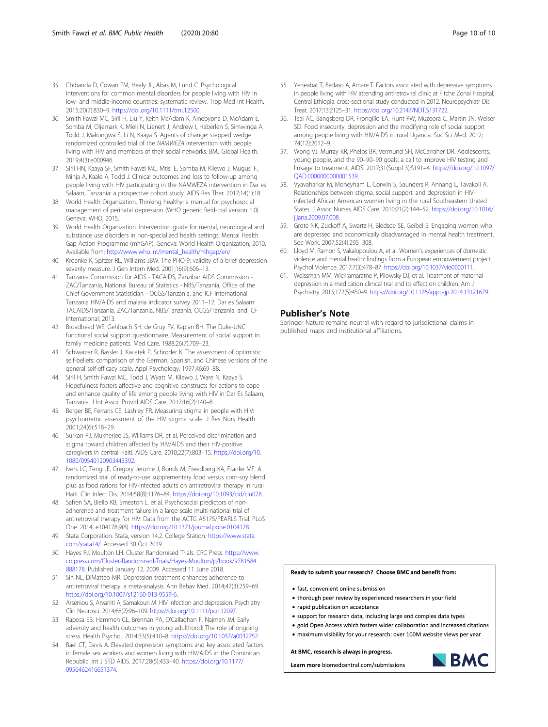35. Chibanda D, Cowan FM, Healy JL, Abas M, Lund C. Psychological interventions for common mental disorders for people living with HIV in low- and middle-income countries: systematic review. Trop Med Int Health. 2015;20(7):830–9. https://doi.org/10.1111/tmi.12500.
36. Smith Fawzi MC, Siril H, Liu Y, Keith McAdam K, Ainebyona D, McAdam E, Somba M, Oljemark K, Mleli N, Lienert J, Andrew I, Haberlen S, Simwinga A, Todd J, Makongwa S, Li N, Kaaya S. Agents of change: stepped wedge randomized controlled trial of the *NAMWEZA* intervention with people living with HIV and members of their social networks. BMJ Global Health. 2019;4(3):e000946.
37. Siril HN, Kaaya SF, Smith Fawzi MC, Mtisi E, Somba M, Kilewo J, Mugusi F, Minja A, Kaale A, Todd J. Clinical outcomes and loss to follow-up among people living with HIV participating in the NAMWEZA intervention in Dar es Salaam, Tanzania: a prospective cohort study. AIDS Res Ther. 2017;14(1):18.
38. World Health Organization. Thinking healthy: a manual for psychosocial management of perinatal depression (WHO generic field-trial version 1.0). Geneva: WHO; 2015.
39. World Health Organization. Intervention guide for mental, neurological and substance use disorders in non-specialized health settings: Mental Health Gap Action Programme (mhGAP). Geneva: World Health Organization; 2010. Available from: http://www.who.int/mental_health/mhgap/en/
40. Kroenke K, Spitzer RL, Williams JBW. The PHQ-9: validity of a brief depression severity measure. J Gen Intern Med. 2001;16(9):606–13.
41. Tanzania Commission for AIDS - TACAIDS, Zanzibar AIDS Commission - ZAC/Tanzania, National Bureau of Statistics - NBS/Tanzania, Office of the Chief Government Statistician - OCGS/Tanzania, and ICF International. Tanzania HIV/AIDS and malaria indicator survey 2011–12. Dar es Salaam: TACAIDS/Tanzania, ZAC/Tanzania, NBS/Tanzania, OCGS/Tanzania, and ICF International; 2013.
42. Broadhead WE, Gehlbach SH, de Gruy FV, Kaplan BH. The Duke-UNC functional social support questionnaire. Measurement of social support in family medicine patients. Med Care. 1988;26(7):709–23.
43. Schwarzer R, Bassler J, Kwiatek P, Schroder K. The assessment of optimistic self-beliefs: comparison of the German, Spanish, and Chinese versions of the general self-efficacy scale. Appl Psychology. 1997;46:69–88.
44. Siril H, Smith Fawzi MC, Todd J, Wyatt M, Kilewo J, Ware N, Kaaya S. Hopefulness fosters affective and cognitive constructs for actions to cope and enhance quality of life among people living with HIV in Dar Es Salaam, Tanzania. J Int Assoc Provid AIDS Care. 2017;16(2):140–8.
45. Berger BE, Ferrans CE, Lashley FR. Measuring stigma in people with HIV: psychometric assessment of the HIV stigma scale. J Res Nurs Health. 2001;24(6):518–29.
46. Surkan PJ, Mukherjee JS, Williams DR, et al. Perceived discrimination and stigma toward children affected by HIV/AIDS and their HIV-positive caregivers in central Haiti. AIDS Care. 2010;22(7):803–15. https://doi.org/10.1080/09540120903443392.
47. Ivers LC, Teng JE, Gregory Jerome J, Bonds M, Freedberg KA, Franke MF. A randomized trial of ready-to-use supplementary food versus corn-soy blend plus as food rations for HIV-infected adults on antiretroviral therapy in rural Haiti. Clin Infect Dis. 2014;58(8):1176–84. https://doi.org/10.1093/cid/ciu028.
48. Safren SA, Biello KB, Smeaton L, et al. Psychosocial predictors of non-adherence and treatment failure in a large scale multi-national trial of antiretroviral therapy for HIV: Data from the ACTG A5175/PEARLS Trial. PLoS One. 2014, e104178;9(8). https://doi.org/10.1371/journal.pone.0104178.
49. Stata Corporation. Stata, version 14.2. College Station. https://www.stata.com/stata14/. Accessed 30 Oct 2019.
50. Hayes RJ, Moulton LH. Cluster Randomised Trials. CRC Press. https://www.crcpress.com/Cluster-Randomised-Trials/Hayes-Moulton/p/book/9781584888178. Published January 12, 2009. Accessed 11 June 2018.
51. Sin NL, DiMatteo MR. Depression treatment enhances adherence to antiretroviral therapy: a meta-analysis. Ann Behav Med. 2014;47(3):259–69. https://doi.org/10.1007/s12160-013-9559-6.
52. Arseniou S, Arvaniti A, Samakouri M. HIV infection and depression. Psychiatry Clin Neurosci. 2014;68(2):96–109. https://doi.org/10.1111/pcn.12097.
53. Raposa EB, Hammen CL, Brennan PA, O'Callaghan F, Najman JM. Early adversity and health outcomes in young adulthood: The role of ongoing stress. Health Psychol. 2014;33(5):410–8. https://doi.org/10.1037/a0032752.
54. Rael CT, Davis A. Elevated depression symptoms and key associated factors in female sex workers and women living with HIV/AIDS in the Dominican Republic. Int J STD AIDS. 2017;28(5):433–40. https://doi.org/10.1177/0956462416651374.
55. Yeneabat T, Bedaso A, Amare T. Factors associated with depressive symptoms in people living with HIV attending antiretroviral clinic at Fitche Zonal Hospital, Central Ethiopia: cross-sectional study conducted in 2012. Neuropsychiatr Dis Treat. 2017;13:2125–31. https://doi.org/10.2147/NDT.S131722.
56. Tsai AC, Bangsberg DR, Frongillo EA, Hunt PW, Muzoora C, Martin JN, Weiser SD. Food insecurity, depression and the modifying role of social support among people living with HIV/AIDS in rural Uganda. Soc Sci Med. 2012;74(12):2012–9.
57. Wong VJ, Murray KR, Phelps BR, Vermund SH, McCarraher DR. Adolescents, young people, and the 90–90–90 goals: a call to improve HIV testing and linkage to treatment. AIDS. 2017;31(Suppl 3):S191–4. https://doi.org/10.1097/QAD.0000000000001539.
58. Vyavaharkar M, Moneyham L, Corwin S, Saunders R, Annang L, Tavakoli A. Relationships between stigma, social support, and depression in HIV-infected African American women living in the rural Southeastern United States. J Assoc Nurses AIDS Care. 2010;21(2):144–52. https://doi.org/10.1016/j.jana.2009.07.008.
59. Grote NK, Zuckoff A, Swartz H, Bledsoe SE, Geibel S. Engaging women who are depressed and economically disadvantaged in mental health treatment. Soc Work. 2007;52(4):295–308.
60. Lloyd M, Ramon S, Vakalopoulou A, et al. Women's experiences of domestic violence and mental health: findings from a European empowerment project. Psychol Violence. 2017;7(3):478–87. https://doi.org/10.1037/vio0000111.
61. Weissman MM, Wickramaratne P, Pilowsky DJ, et al. Treatment of maternal depression in a medication clinical trial and its effect on children. Am J Psychiatry. 2015;172(5):450–9. https://doi.org/10.1176/appi.ajp.2014.13121679.

## Publisher's Note

Springer Nature remains neutral with regard to jurisdictional claims in published maps and institutional affiliations.

**Ready to submit your research? Choose BMC and benefit from:**

- fast, convenient online submission
- thorough peer review by experienced researchers in your field
- rapid publication on acceptance
- support for research data, including large and complex data types
- gold Open Access which fosters wider collaboration and increased citations
- maximum visibility for your research: over 100M website views per year

**At BMC, research is always in progress.**

**Learn more** biomedcentral.com/submissions

BMC